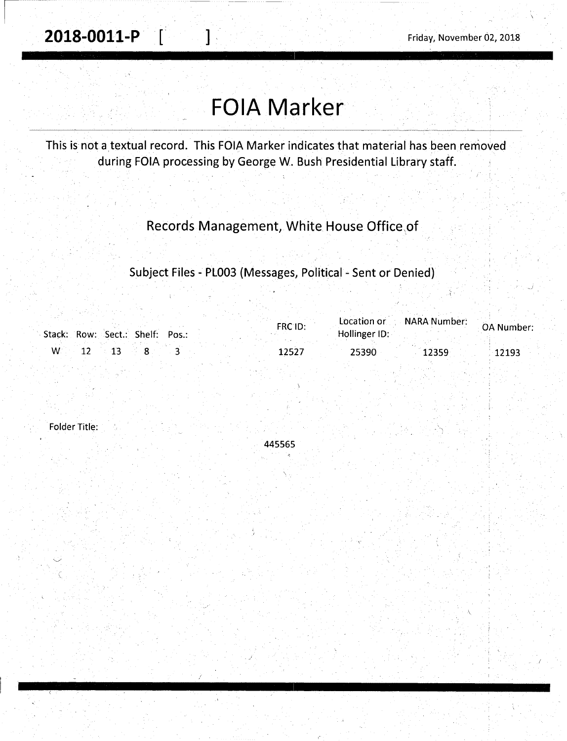**2018-0011-P [ ]**

Friday, November 02, 2018

# FOIA Marker

This is not a textual record. This FOIA Marker indicates that material has been removed during FOIA processing by George W. Bush Presidential Library staff.

Records Management, White House Office of

Subject Files - PL003 (Messages, Political - Sent or Denied)

| Stack: | Row: | Sect.: | Shelf: | Pos.: | FRC ID: | Location or Hollinger ID: | NARA Number: | OA Number: |
|---|---|---|---|---|---|---|---|---|
| W | 12 | 13 | 8 | 3 | 12527 | 25390 | 12359 | 12193 |

Folder Title:

445565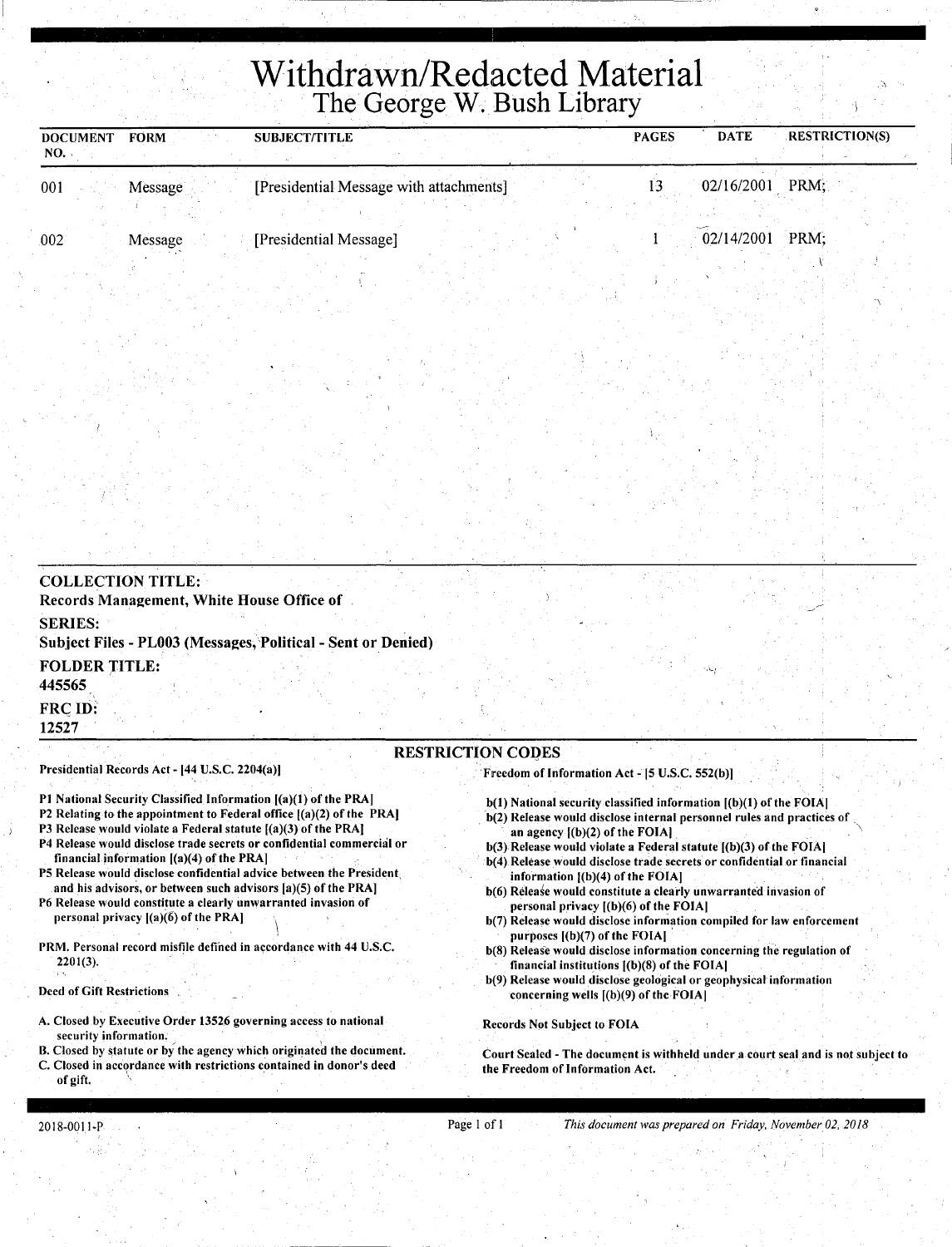# Withdrawn/Redacted Material
## The George W. Bush Library

| DOCUMENT NO. | FORM | SUBJECT/TITLE | PAGES | DATE | RESTRICTION(S) |
|---|---|---|---|---|---|
| 001 | Message | [Presidential Message with attachments] | 13 | 02/16/2001 | PRM; |
| 002 | Message | [Presidential Message] | 1 | 02/14/2001 | PRM; |

**COLLECTION TITLE:**
**Records Management, White House Office of**

**SERIES:**
**Subject Files - PL003 (Messages, Political - Sent or Denied)**

**FOLDER TITLE:**
**445565**

**FRC ID:**
**12527**

### RESTRICTION CODES

**Presidential Records Act - [44 U.S.C. 2204(a)]**

P1 National Security Classified Information [(a)(1) of the PRA]
P2 Relating to the appointment to Federal office [(a)(2) of the PRA]
P3 Release would violate a Federal statute [(a)(3) of the PRA]
P4 Release would disclose trade secrets or confidential commercial or financial information [(a)(4) of the PRA]
P5 Release would disclose confidential advice between the President and his advisors, or between such advisors [a)(5) of the PRA]
P6 Release would constitute a clearly unwarranted invasion of personal privacy [(a)(6) of the PRA]

PRM. Personal record misfile defined in accordance with 44 U.S.C. 2201(3).

Deed of Gift Restrictions

A. Closed by Executive Order 13526 governing access to national security information.
B. Closed by statute or by the agency which originated the document.
C. Closed in accordance with restrictions contained in donor's deed of gift.

**Freedom of Information Act - [5 U.S.C. 552(b)]**

b(1) National security classified information [(b)(1) of the FOIA]
b(2) Release would disclose internal personnel rules and practices of an agency [(b)(2) of the FOIA]
b(3) Release would violate a Federal statute [(b)(3) of the FOIA]
b(4) Release would disclose trade secrets or confidential or financial information [(b)(4) of the FOIA]
b(6) Release would constitute a clearly unwarranted invasion of personal privacy [(b)(6) of the FOIA]
b(7) Release would disclose information compiled for law enforcement purposes [(b)(7) of the FOIA]
b(8) Release would disclose information concerning the regulation of financial institutions [(b)(8) of the FOIA]
b(9) Release would disclose geological or geophysical information concerning wells [(b)(9) of the FOIA]

Records Not Subject to FOIA

Court Sealed - The document is withheld under a court seal and is not subject to the Freedom of Information Act.

2018-0011-P

*This document was prepared on Friday, November 02, 2018*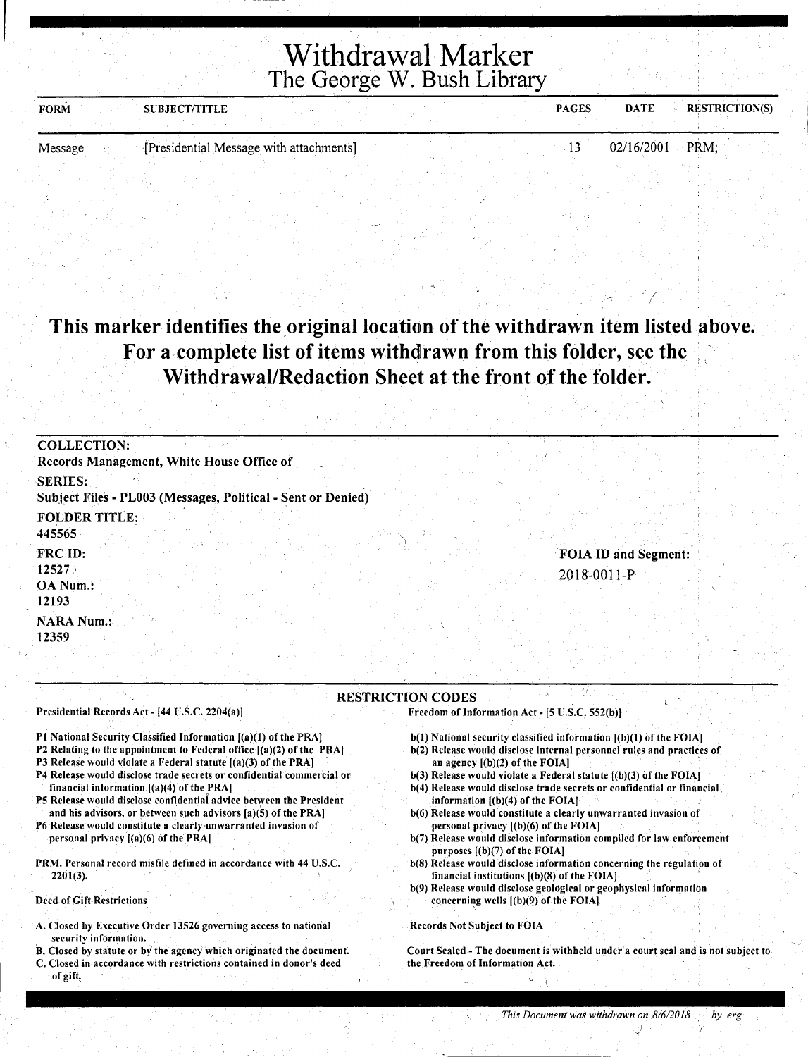# Withdrawal Marker
## The George W. Bush Library

| FORM | SUBJECT/TITLE | PAGES | DATE | RESTRICTION(S) |
|---|---|---|---|---|
| Message | [Presidential Message with attachments] | 13 | 02/16/2001 | PRM; |

**This marker identifies the original location of the withdrawn item listed above. For a complete list of items withdrawn from this folder, see the Withdrawal/Redaction Sheet at the front of the folder.**

**COLLECTION:**
Records Management, White House Office of

**SERIES:**
Subject Files - PL003 (Messages, Political - Sent or Denied)

**FOLDER TITLE:**
445565

**FRC ID:**
12527

**OA Num.:**
12193

**NARA Num.:**
12359

**FOIA ID and Segment:**
2018-0011-P

**RESTRICTION CODES**

Presidential Records Act - [44 U.S.C. 2204(a)]

P1 National Security Classified Information [(a)(1) of the PRA]
P2 Relating to the appointment to Federal office [(a)(2) of the PRA]
P3 Release would violate a Federal statute [(a)(3) of the PRA]
P4 Release would disclose trade secrets or confidential commercial or financial information [(a)(4) of the PRA]
P5 Release would disclose confidential advice between the President and his advisors, or between such advisors [a)(5) of the PRA]
P6 Release would constitute a clearly unwarranted invasion of personal privacy [(a)(6) of the PRA]

PRM. Personal record misfile defined in accordance with 44 U.S.C. 2201(3).

Deed of Gift Restrictions

A. Closed by Executive Order 13526 governing access to national security information.
B. Closed by statute or by the agency which originated the document.
C. Closed in accordance with restrictions contained in donor's deed of gift.

Freedom of Information Act - [5 U.S.C. 552(b)]

b(1) National security classified information [(b)(1) of the FOIA]
b(2) Release would disclose internal personnel rules and practices of an agency [(b)(2) of the FOIA]
b(3) Release would violate a Federal statute [(b)(3) of the FOIA]
b(4) Release would disclose trade secrets or confidential or financial information [(b)(4) of the FOIA]
b(6) Release would constitute a clearly unwarranted invasion of personal privacy [(b)(6) of the FOIA]
b(7) Release would disclose information compiled for law enforcement purposes [(b)(7) of the FOIA]
b(8) Release would disclose information concerning the regulation of financial institutions [(b)(8) of the FOIA]
b(9) Release would disclose geological or geophysical information concerning wells [(b)(9) of the FOIA]

Records Not Subject to FOIA

Court Sealed - The document is withheld under a court seal and is not subject to the Freedom of Information Act.

*This Document was withdrawn on 8/6/2018 by erg*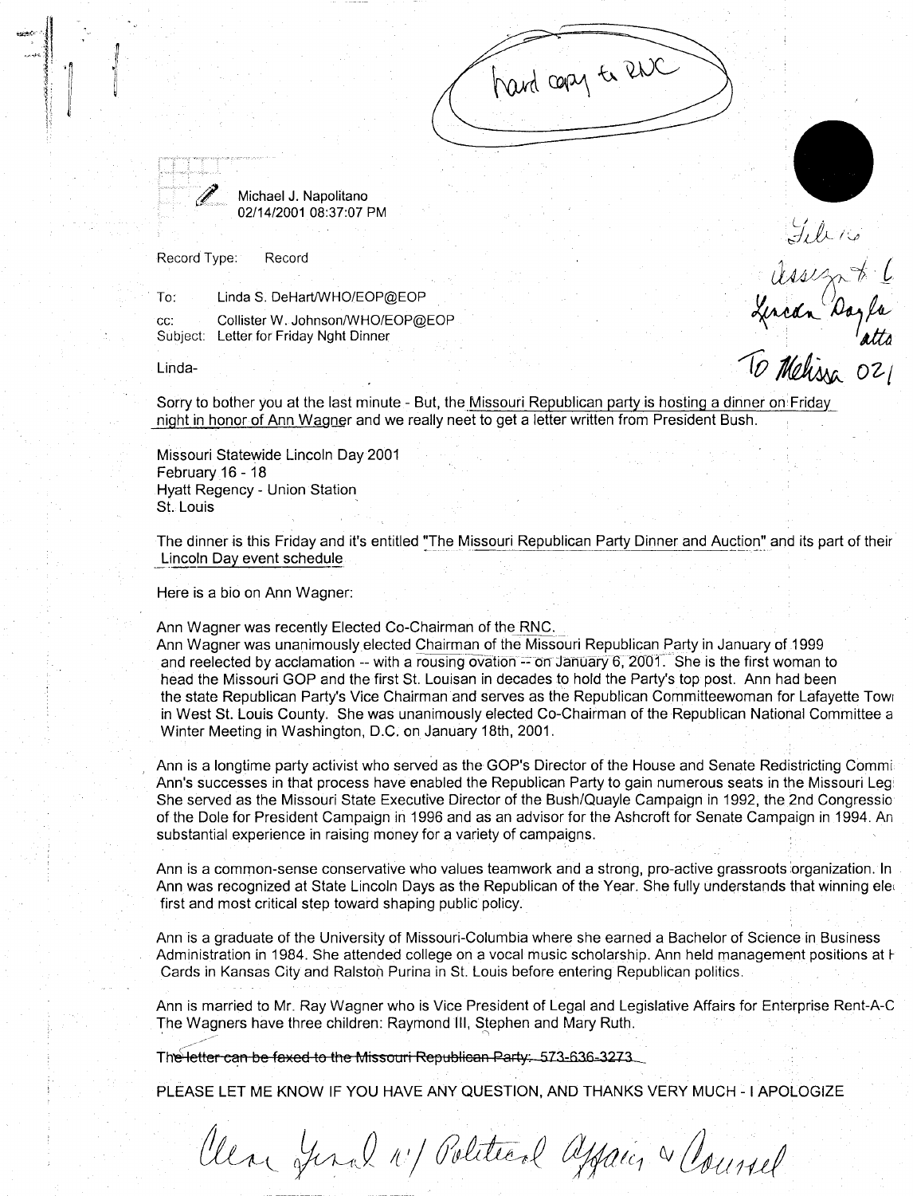hard copy to RNC

Michael J. Napolitano
02/14/2001 08:37:07 PM

File
assign to L
Lincoln Day fa
atta
To Melissa 02/

Record Type: Record

To: Linda S. DeHart/WHO/EOP@EOP

cc: Collister W. Johnson/WHO/EOP@EOP

Subject: Letter for Friday Nght Dinner

Linda-

Sorry to bother you at the last minute - But, the Missouri Republican party is hosting a dinner on Friday night in honor of Ann Wagner and we really neet to get a letter written from President Bush.

Missouri Statewide Lincoln Day 2001
February 16 - 18
Hyatt Regency - Union Station
St. Louis

The dinner is this Friday and it's entitled "The Missouri Republican Party Dinner and Auction" and its part of their Lincoln Day event schedule

Here is a bio on Ann Wagner:

Ann Wagner was recently Elected Co-Chairman of the RNC.
Ann Wagner was unanimously elected Chairman of the Missouri Republican Party in January of 1999 and reelected by acclamation -- with a rousing ovation -- on January 6, 2001. She is the first woman to head the Missouri GOP and the first St. Louisan in decades to hold the Party's top post. Ann had been the state Republican Party's Vice Chairman and serves as the Republican Committeewoman for Lafayette Town in West St. Louis County. She was unanimously elected Co-Chairman of the Republican National Committee a Winter Meeting in Washington, D.C. on January 18th, 2001.

Ann is a longtime party activist who served as the GOP's Director of the House and Senate Redistricting Commi Ann's successes in that process have enabled the Republican Party to gain numerous seats in the Missouri Legi She served as the Missouri State Executive Director of the Bush/Quayle Campaign in 1992, the 2nd Congressio of the Dole for President Campaign in 1996 and as an advisor for the Ashcroft for Senate Campaign in 1994. An substantial experience in raising money for a variety of campaigns.

Ann is a common-sense conservative who values teamwork and a strong, pro-active grassroots organization. In Ann was recognized at State Lincoln Days as the Republican of the Year. She fully understands that winning ele first and most critical step toward shaping public policy.

Ann is a graduate of the University of Missouri-Columbia where she earned a Bachelor of Science in Business Administration in 1984. She attended college on a vocal music scholarship. Ann held management positions at H Cards in Kansas City and Ralston Purina in St. Louis before entering Republican politics.

Ann is married to Mr. Ray Wagner who is Vice President of Legal and Legislative Affairs for Enterprise Rent-A-C The Wagners have three children: Raymond III, Stephen and Mary Ruth.

~~The letter can be faxed to the Missouri Republican Party: 573-636-3273~~

PLEASE LET ME KNOW IF YOU HAVE ANY QUESTION, AND THANKS VERY MUCH - I APOLOGIZE

Clear final w/ Political Affairs & Counsel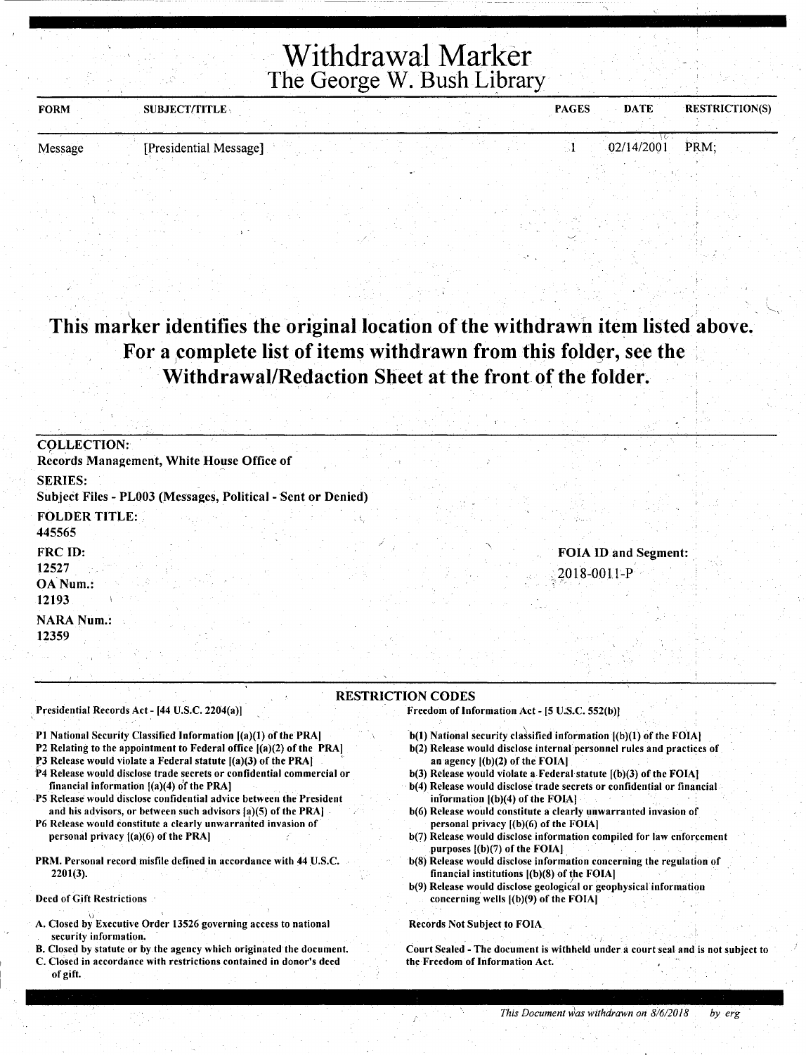# Withdrawal Marker
## The George W. Bush Library

| FORM | SUBJECT/TITLE | PAGES | DATE | RESTRICTION(S) |
|---|---|---|---|---|
| Message | [Presidential Message] | 1 | 02/14/2001 | PRM; |

**This marker identifies the original location of the withdrawn item listed above. For a complete list of items withdrawn from this folder, see the Withdrawal/Redaction Sheet at the front of the folder.**

**COLLECTION:**
Records Management, White House Office of

**SERIES:**
Subject Files - PL003 (Messages, Political - Sent or Denied)

**FOLDER TITLE:**
445565

**FRC ID:**
12527

**OA Num.:**
12193

**NARA Num.:**
12359

**FOIA ID and Segment:**
2018-0011-P

### RESTRICTION CODES

Presidential Records Act - [44 U.S.C. 2204(a)]

P1 National Security Classified Information [(a)(1) of the PRA]
P2 Relating to the appointment to Federal office [(a)(2) of the PRA]
P3 Release would violate a Federal statute [(a)(3) of the PRA]
P4 Release would disclose trade secrets or confidential commercial or financial information [(a)(4) of the PRA]
P5 Release would disclose confidential advice between the President and his advisors, or between such advisors [a)(5) of the PRA]
P6 Release would constitute a clearly unwarranted invasion of personal privacy [(a)(6) of the PRA]

PRM. Personal record misfile defined in accordance with 44 U.S.C. 2201(3).

Deed of Gift Restrictions

A. Closed by Executive Order 13526 governing access to national security information.
B. Closed by statute or by the agency which originated the document.
C. Closed in accordance with restrictions contained in donor's deed of gift.

Freedom of Information Act - [5 U.S.C. 552(b)]

b(1) National security classified information [(b)(1) of the FOIA]
b(2) Release would disclose internal personnel rules and practices of an agency [(b)(2) of the FOIA]
b(3) Release would violate a Federal statute [(b)(3) of the FOIA]
b(4) Release would disclose trade secrets or confidential or financial information [(b)(4) of the FOIA]
b(6) Release would constitute a clearly unwarranted invasion of personal privacy [(b)(6) of the FOIA]
b(7) Release would disclose information compiled for law enforcement purposes [(b)(7) of the FOIA]
b(8) Release would disclose information concerning the regulation of financial institutions [(b)(8) of the FOIA]
b(9) Release would disclose geological or geophysical information concerning wells [(b)(9) of the FOIA]

Records Not Subject to FOIA

Court Sealed - The document is withheld under a court seal and is not subject to the Freedom of Information Act.

*This Document was withdrawn on 8/6/2018 by erg*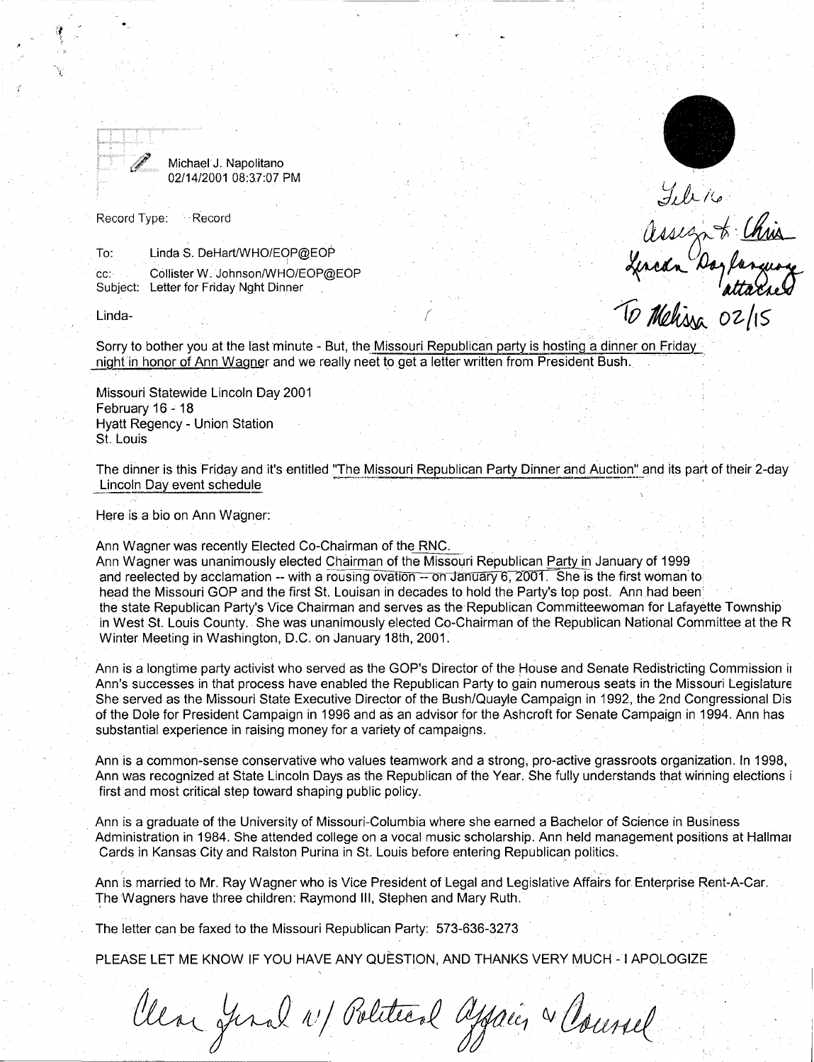Michael J. Napolitano
02/14/2001 08:37:07 PM

Feb 16
assign to Chris
Lincoln Day language attached
To Melissa 02/15

Record Type: Record

To: Linda S. DeHart/WHO/EOP@EOP

cc: Collister W. Johnson/WHO/EOP@EOP

Subject: Letter for Friday Nght Dinner

Linda-

Sorry to bother you at the last minute - But, the Missouri Republican party is hosting a dinner on Friday night in honor of Ann Wagner and we really neet to get a letter written from President Bush.

Missouri Statewide Lincoln Day 2001
February 16 - 18
Hyatt Regency - Union Station
St. Louis

The dinner is this Friday and it's entitled "The Missouri Republican Party Dinner and Auction" and its part of their 2-day Lincoln Day event schedule

Here is a bio on Ann Wagner:

Ann Wagner was recently Elected Co-Chairman of the RNC.
Ann Wagner was unanimously elected Chairman of the Missouri Republican Party in January of 1999 and reelected by acclamation -- with a rousing ovation -- on January 6, 2001. She is the first woman to head the Missouri GOP and the first St. Louisan in decades to hold the Party's top post. Ann had been the state Republican Party's Vice Chairman and serves as the Republican Committeewoman for Lafayette Township in West St. Louis County. She was unanimously elected Co-Chairman of the Republican National Committee at the R Winter Meeting in Washington, D.C. on January 18th, 2001.

Ann is a longtime party activist who served as the GOP's Director of the House and Senate Redistricting Commission i Ann's successes in that process have enabled the Republican Party to gain numerous seats in the Missouri Legislature She served as the Missouri State Executive Director of the Bush/Quayle Campaign in 1992, the 2nd Congressional Dis of the Dole for President Campaign in 1996 and as an advisor for the Ashcroft for Senate Campaign in 1994. Ann has substantial experience in raising money for a variety of campaigns.

Ann is a common-sense conservative who values teamwork and a strong, pro-active grassroots organization. In 1998, Ann was recognized at State Lincoln Days as the Republican of the Year. She fully understands that winning elections i first and most critical step toward shaping public policy.

Ann is a graduate of the University of Missouri-Columbia where she earned a Bachelor of Science in Business Administration in 1984. She attended college on a vocal music scholarship. Ann held management positions at Hallma Cards in Kansas City and Ralston Purina in St. Louis before entering Republican politics.

Ann is married to Mr. Ray Wagner who is Vice President of Legal and Legislative Affairs for Enterprise Rent-A-Car. The Wagners have three children: Raymond III, Stephen and Mary Ruth.

The letter can be faxed to the Missouri Republican Party: 573-636-3273

PLEASE LET ME KNOW IF YOU HAVE ANY QUESTION, AND THANKS VERY MUCH - I APOLOGIZE

Clear final w/ Political Affairs & Counsel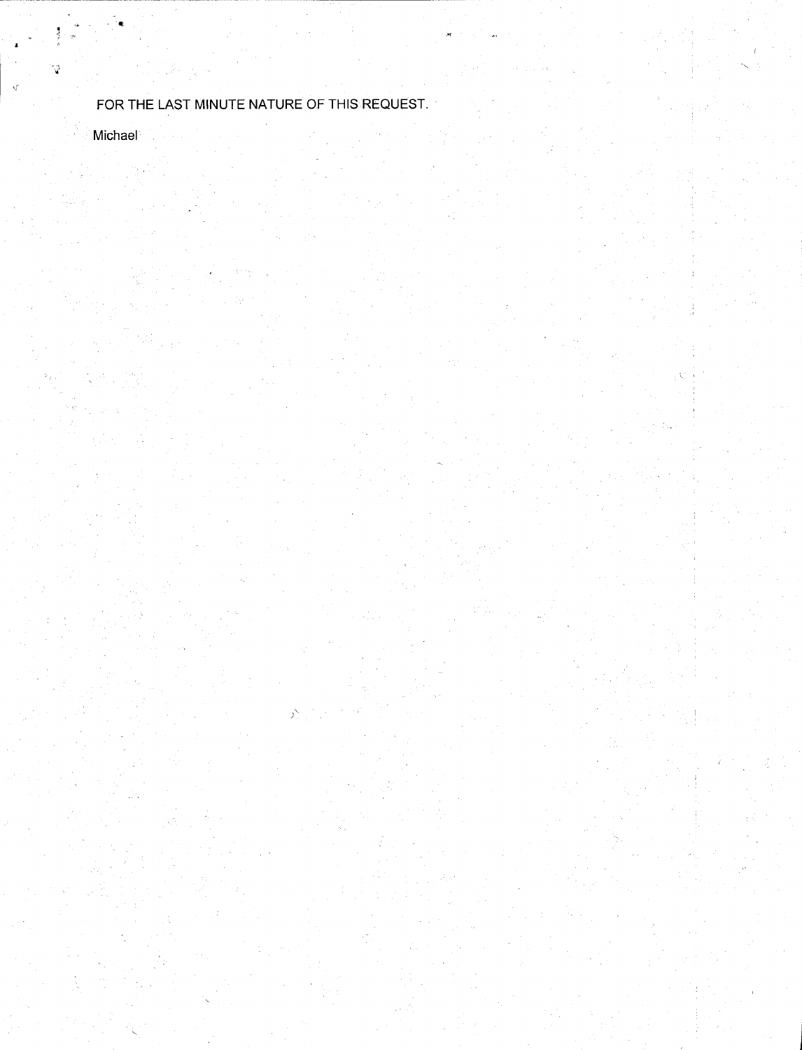FOR THE LAST MINUTE NATURE OF THIS REQUEST.

Michael